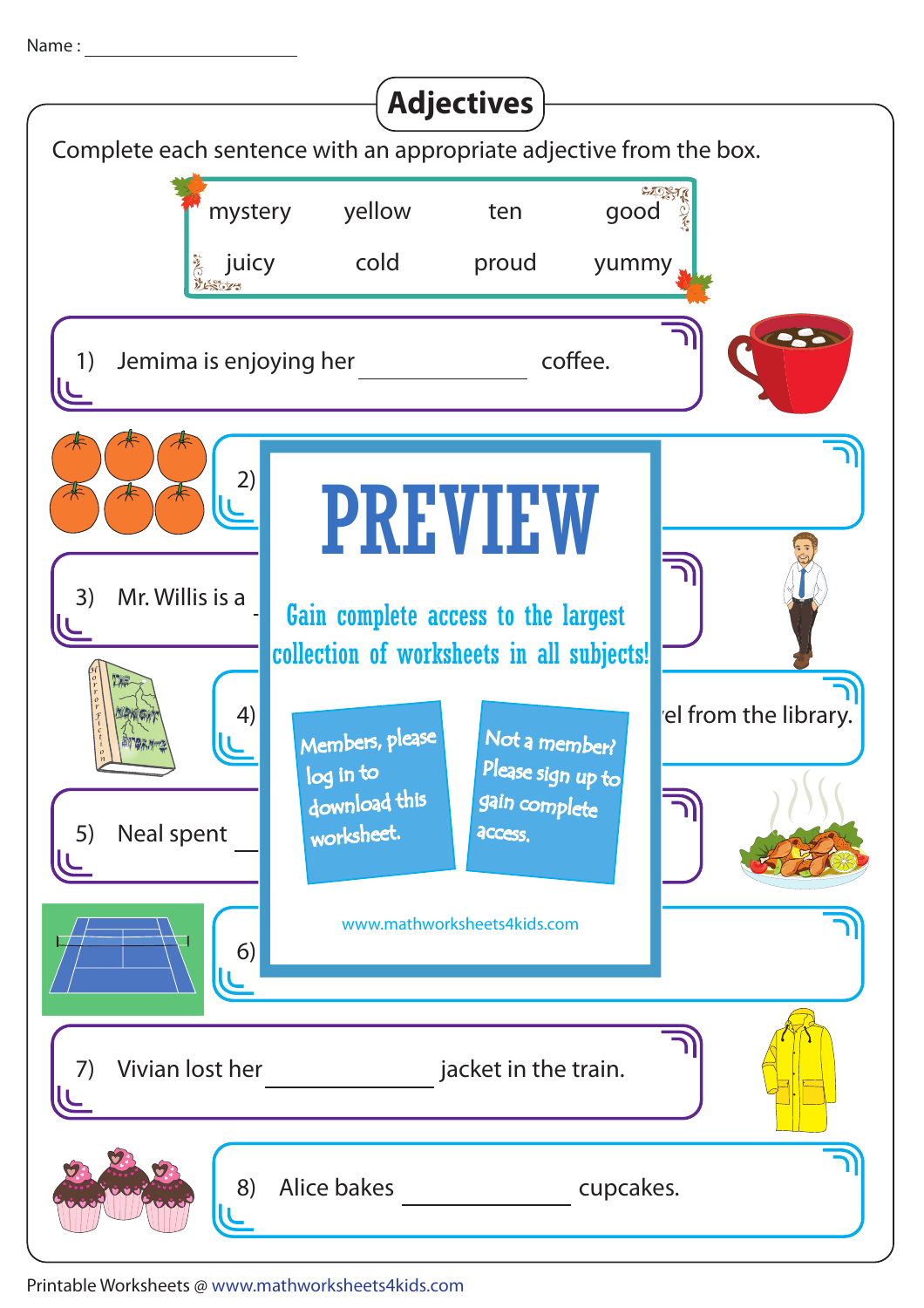Name : ____________________

# Adjectives

Complete each sentence with an appropriate adjective from the box.

| mystery | yellow | ten | good |
|---|---|---|---|
| juicy | cold | proud | yummy |

1) Jemima is enjoying her ____________ coffee.

2)

3) Mr. Willis is a

4) el from the library.

5) Neal spent

6)

PREVIEW

Gain complete access to the largest collection of worksheets in all subjects!

Members, please log in to download this worksheet.

Not a member? Please sign up to gain complete access.

www.mathworksheets4kids.com

7) Vivian lost her ____________ jacket in the train.

8) Alice bakes ____________ cupcakes.

Printable Worksheets @ www.mathworksheets4kids.com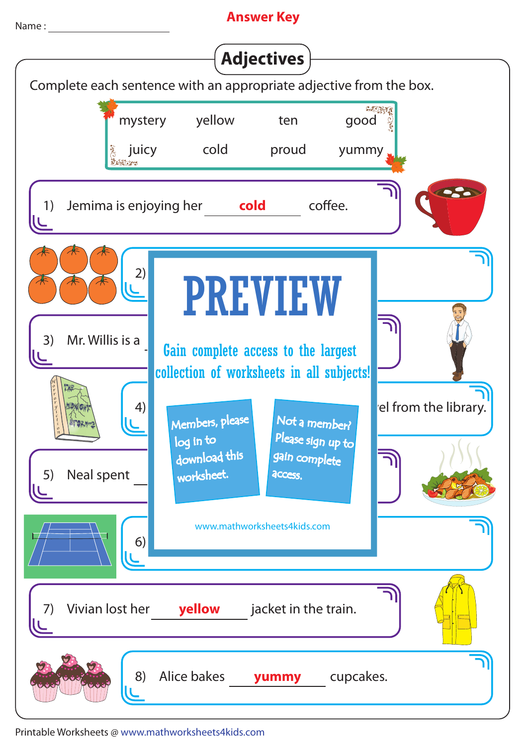Name : ____________________

Answer Key

# Adjectives

Complete each sentence with an appropriate adjective from the box.

| | | | |
|---|---|---|---|
| mystery | yellow | ten | good |
| juicy | cold | proud | yummy |

1) Jemima is enjoying her **cold** coffee.

2)

3) Mr. Willis is a

4) el from the library.

5) Neal spent

6)

PREVIEW

Gain complete access to the largest collection of worksheets in all subjects!

Members, please log in to download this worksheet.

Not a member? Please sign up to gain complete access.

www.mathworksheets4kids.com

7) Vivian lost her **yellow** jacket in the train.

8) Alice bakes **yummy** cupcakes.

Printable Worksheets @ www.mathworksheets4kids.com